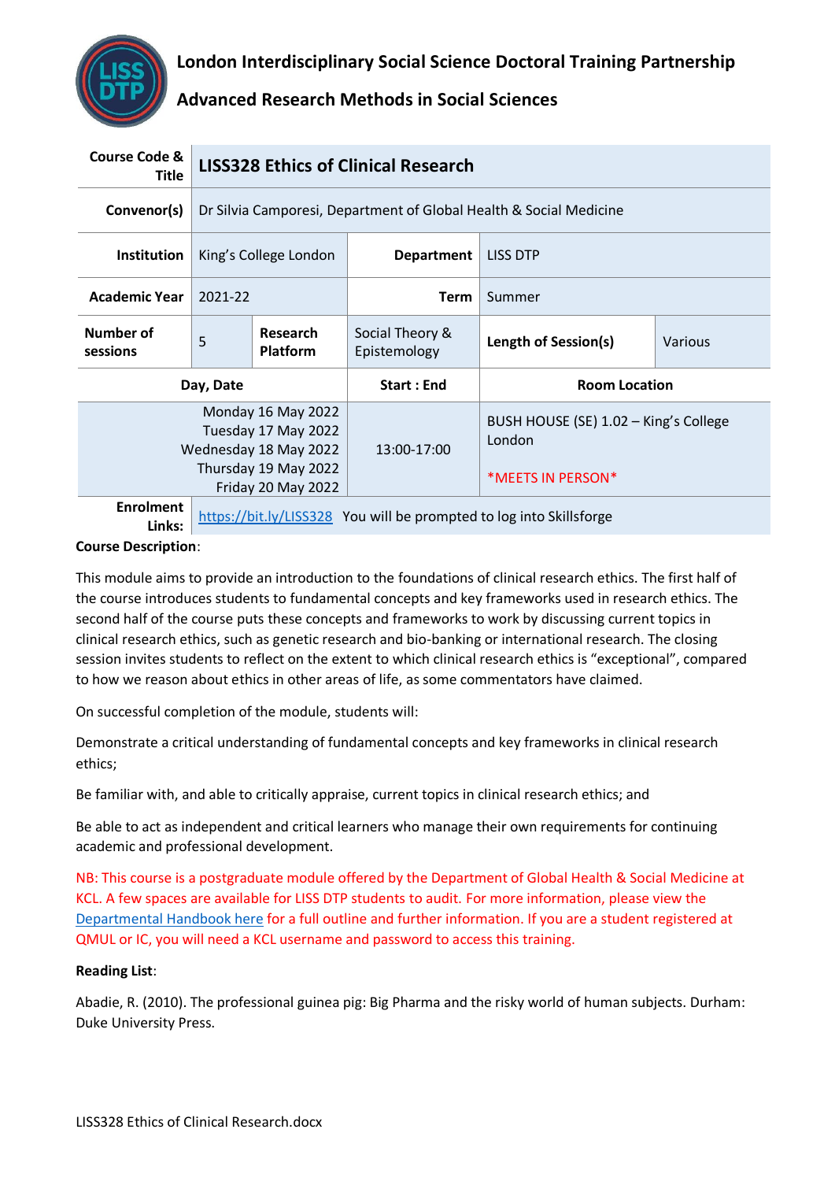# London Interdisciplinary Social Science Doctoral Training Partnership

## Advanced Research Methods in Social Sciences

| Course Code & Title | LISS328 Ethics of Clinical Research | | | | |
|---|---|---|---|---|---|
| Convenor(s) | Dr Silvia Camporesi, Department of Global Health & Social Medicine | | | | |
| Institution | King's College London | | Department | LISS DTP | |
| Academic Year | 2021-22 | | Term | Summer | |
| Number of sessions | 5 | Research Platform | Social Theory & Epistemology | Length of Session(s) | Various |
| Day, Date | | | Start : End | Room Location | |
| Monday 16 May 2022<br>Tuesday 17 May 2022<br>Wednesday 18 May 2022<br>Thursday 19 May 2022<br>Friday 20 May 2022 | | | 13:00-17:00 | BUSH HOUSE (SE) 1.02 – King's College London<br><br>*MEETS IN PERSON* | |
| Enrolment Links: | https://bit.ly/LISS328 You will be prompted to log into Skillsforge | | | | |

**Course Description**:

This module aims to provide an introduction to the foundations of clinical research ethics. The first half of the course introduces students to fundamental concepts and key frameworks used in research ethics. The second half of the course puts these concepts and frameworks to work by discussing current topics in clinical research ethics, such as genetic research and bio-banking or international research. The closing session invites students to reflect on the extent to which clinical research ethics is "exceptional", compared to how we reason about ethics in other areas of life, as some commentators have claimed.

On successful completion of the module, students will:

Demonstrate a critical understanding of fundamental concepts and key frameworks in clinical research ethics;

Be familiar with, and able to critically appraise, current topics in clinical research ethics; and

Be able to act as independent and critical learners who manage their own requirements for continuing academic and professional development.

NB: This course is a postgraduate module offered by the Department of Global Health & Social Medicine at KCL. A few spaces are available for LISS DTP students to audit. For more information, please view the Departmental Handbook here for a full outline and further information. If you are a student registered at QMUL or IC, you will need a KCL username and password to access this training.

**Reading List**:

Abadie, R. (2010). The professional guinea pig: Big Pharma and the risky world of human subjects. Durham: Duke University Press.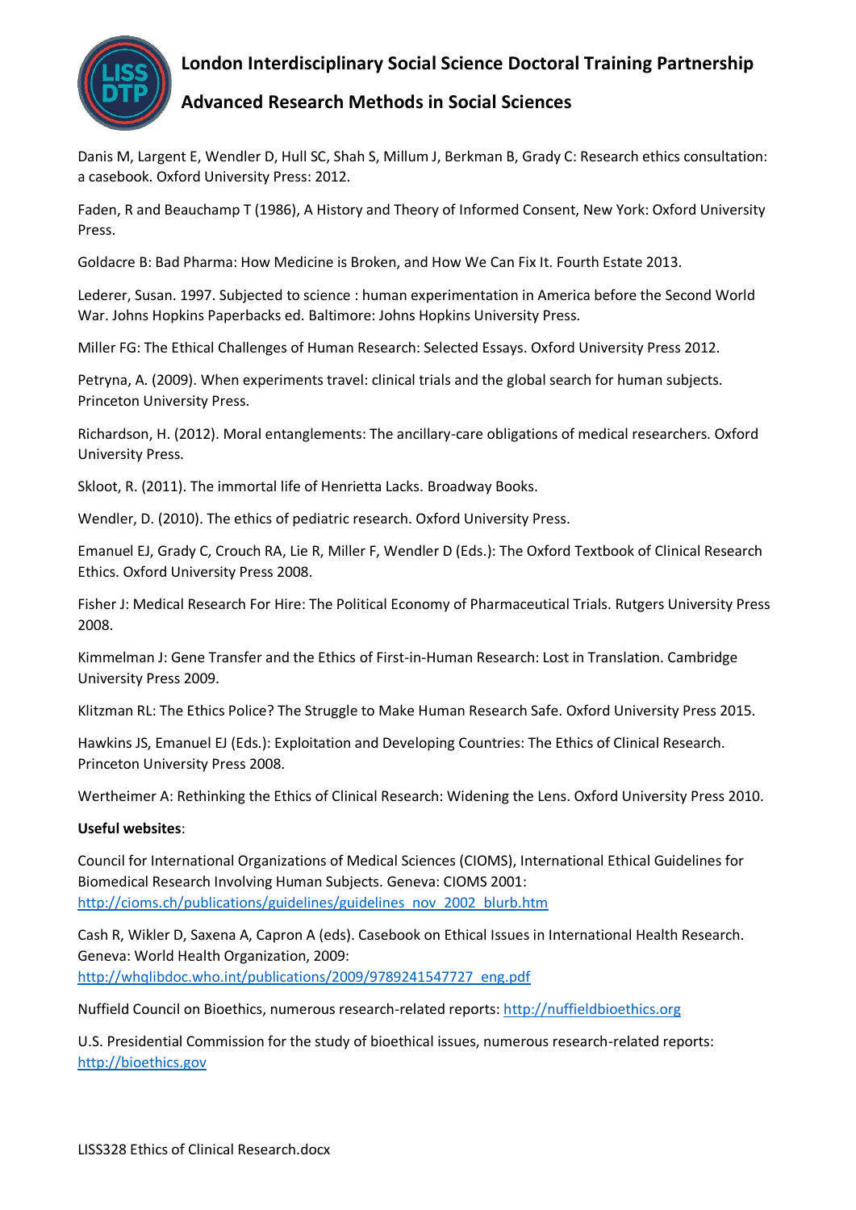Danis M, Largent E, Wendler D, Hull SC, Shah S, Millum J, Berkman B, Grady C: Research ethics consultation: a casebook. Oxford University Press: 2012.

Faden, R and Beauchamp T (1986), A History and Theory of Informed Consent, New York: Oxford University Press.

Goldacre B: Bad Pharma: How Medicine is Broken, and How We Can Fix It. Fourth Estate 2013.

Lederer, Susan. 1997. Subjected to science : human experimentation in America before the Second World War. Johns Hopkins Paperbacks ed. Baltimore: Johns Hopkins University Press.

Miller FG: The Ethical Challenges of Human Research: Selected Essays. Oxford University Press 2012.

Petryna, A. (2009). When experiments travel: clinical trials and the global search for human subjects. Princeton University Press.

Richardson, H. (2012). Moral entanglements: The ancillary-care obligations of medical researchers. Oxford University Press.

Skloot, R. (2011). The immortal life of Henrietta Lacks. Broadway Books.

Wendler, D. (2010). The ethics of pediatric research. Oxford University Press.

Emanuel EJ, Grady C, Crouch RA, Lie R, Miller F, Wendler D (Eds.): The Oxford Textbook of Clinical Research Ethics. Oxford University Press 2008.

Fisher J: Medical Research For Hire: The Political Economy of Pharmaceutical Trials. Rutgers University Press 2008.

Kimmelman J: Gene Transfer and the Ethics of First-in-Human Research: Lost in Translation. Cambridge University Press 2009.

Klitzman RL: The Ethics Police? The Struggle to Make Human Research Safe. Oxford University Press 2015.

Hawkins JS, Emanuel EJ (Eds.): Exploitation and Developing Countries: The Ethics of Clinical Research. Princeton University Press 2008.

Wertheimer A: Rethinking the Ethics of Clinical Research: Widening the Lens. Oxford University Press 2010.

**Useful websites**:

Council for International Organizations of Medical Sciences (CIOMS), International Ethical Guidelines for Biomedical Research Involving Human Subjects. Geneva: CIOMS 2001: http://cioms.ch/publications/guidelines/guidelines_nov_2002_blurb.htm

Cash R, Wikler D, Saxena A, Capron A (eds). Casebook on Ethical Issues in International Health Research. Geneva: World Health Organization, 2009: http://whqlibdoc.who.int/publications/2009/9789241547727_eng.pdf

Nuffield Council on Bioethics, numerous research-related reports: http://nuffieldbioethics.org

U.S. Presidential Commission for the study of bioethical issues, numerous research-related reports: http://bioethics.gov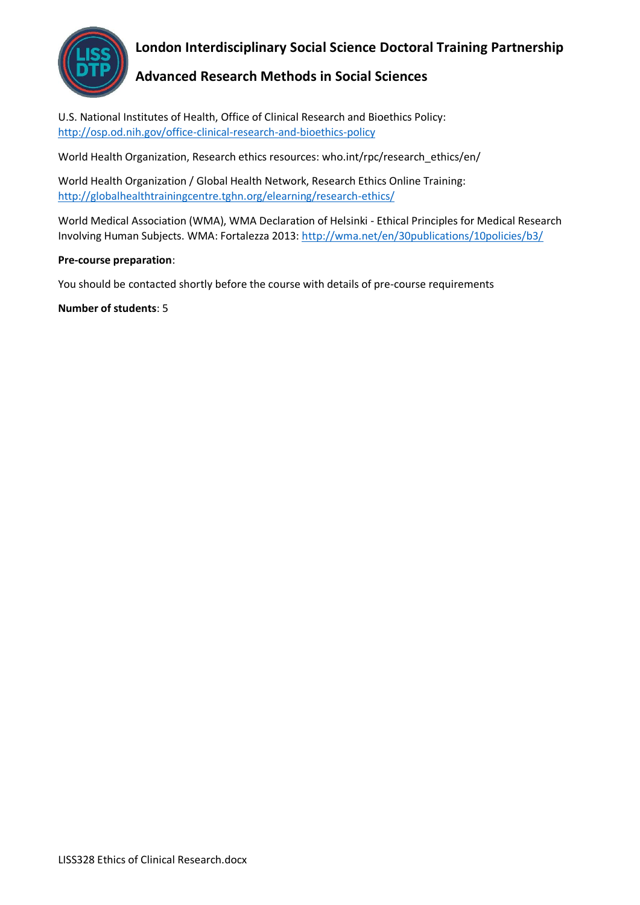U.S. National Institutes of Health, Office of Clinical Research and Bioethics Policy: http://osp.od.nih.gov/office-clinical-research-and-bioethics-policy

World Health Organization, Research ethics resources: who.int/rpc/research_ethics/en/

World Health Organization / Global Health Network, Research Ethics Online Training: http://globalhealthtrainingcentre.tghn.org/elearning/research-ethics/

World Medical Association (WMA), WMA Declaration of Helsinki - Ethical Principles for Medical Research Involving Human Subjects. WMA: Fortalezza 2013: http://wma.net/en/30publications/10policies/b3/

**Pre-course preparation**:

You should be contacted shortly before the course with details of pre-course requirements

**Number of students**: 5